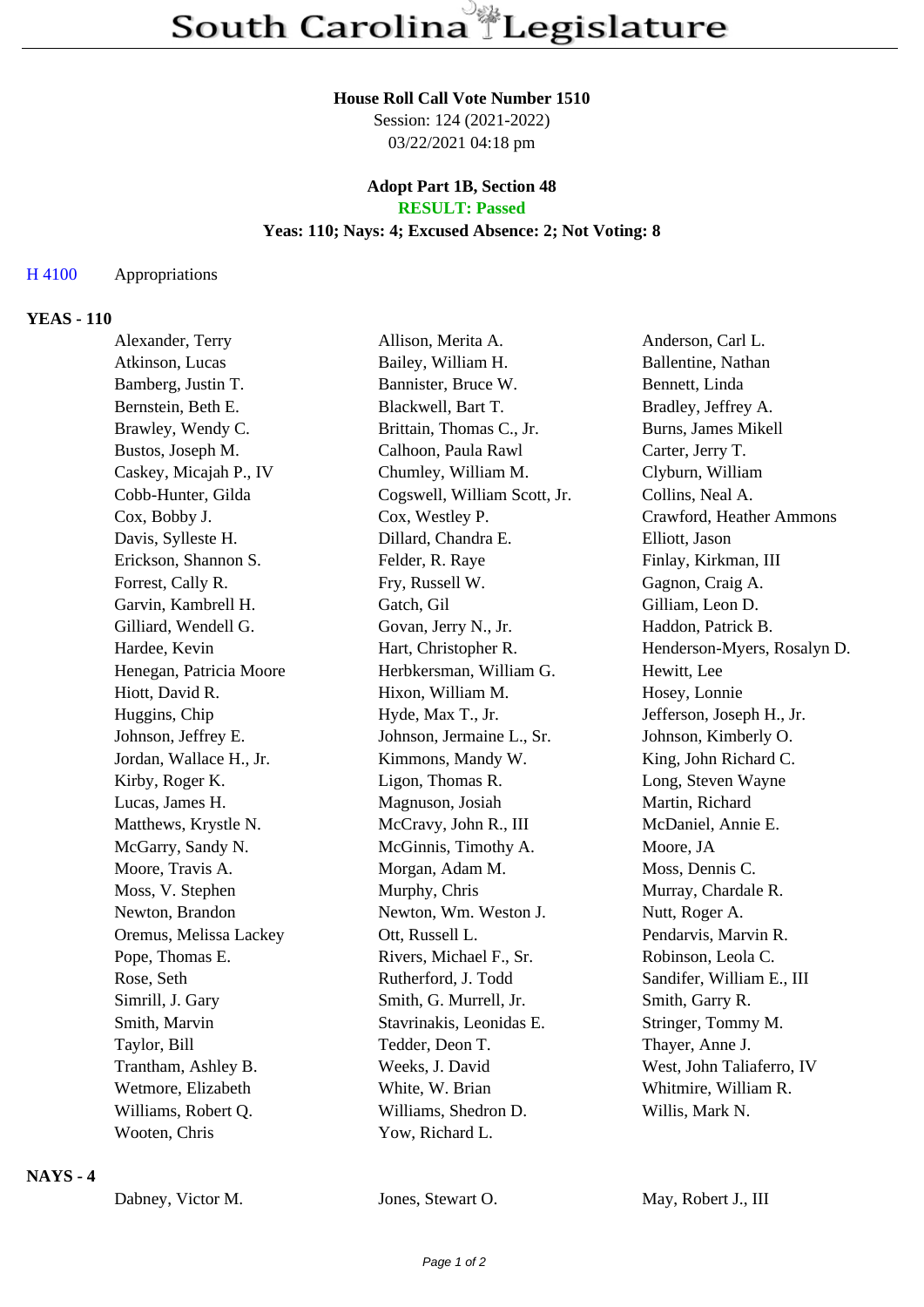# South Carolina Legislature

**House Roll Call Vote Number 1510**
Session: 124 (2021-2022)
03/22/2021 04:18 pm

**Adopt Part 1B, Section 48**
**RESULT: Passed**
**Yeas: 110; Nays: 4; Excused Absence: 2; Not Voting: 8**

H 4100 Appropriations

## YEAS - 110

| | | |
|---|---|---|
| Alexander, Terry | Allison, Merita A. | Anderson, Carl L. |
| Atkinson, Lucas | Bailey, William H. | Ballentine, Nathan |
| Bamberg, Justin T. | Bannister, Bruce W. | Bennett, Linda |
| Bernstein, Beth E. | Blackwell, Bart T. | Bradley, Jeffrey A. |
| Brawley, Wendy C. | Brittain, Thomas C., Jr. | Burns, James Mikell |
| Bustos, Joseph M. | Calhoon, Paula Rawl | Carter, Jerry T. |
| Caskey, Micajah P., IV | Chumley, William M. | Clyburn, William |
| Cobb-Hunter, Gilda | Cogswell, William Scott, Jr. | Collins, Neal A. |
| Cox, Bobby J. | Cox, Westley P. | Crawford, Heather Ammons |
| Davis, Sylleste H. | Dillard, Chandra E. | Elliott, Jason |
| Erickson, Shannon S. | Felder, R. Raye | Finlay, Kirkman, III |
| Forrest, Cally R. | Fry, Russell W. | Gagnon, Craig A. |
| Garvin, Kambrell H. | Gatch, Gil | Gilliam, Leon D. |
| Gilliard, Wendell G. | Govan, Jerry N., Jr. | Haddon, Patrick B. |
| Hardee, Kevin | Hart, Christopher R. | Henderson-Myers, Rosalyn D. |
| Henegan, Patricia Moore | Herbkersman, William G. | Hewitt, Lee |
| Hiott, David R. | Hixon, William M. | Hosey, Lonnie |
| Huggins, Chip | Hyde, Max T., Jr. | Jefferson, Joseph H., Jr. |
| Johnson, Jeffrey E. | Johnson, Jermaine L., Sr. | Johnson, Kimberly O. |
| Jordan, Wallace H., Jr. | Kimmons, Mandy W. | King, John Richard C. |
| Kirby, Roger K. | Ligon, Thomas R. | Long, Steven Wayne |
| Lucas, James H. | Magnuson, Josiah | Martin, Richard |
| Matthews, Krystle N. | McCravy, John R., III | McDaniel, Annie E. |
| McGarry, Sandy N. | McGinnis, Timothy A. | Moore, JA |
| Moore, Travis A. | Morgan, Adam M. | Moss, Dennis C. |
| Moss, V. Stephen | Murphy, Chris | Murray, Chardale R. |
| Newton, Brandon | Newton, Wm. Weston J. | Nutt, Roger A. |
| Oremus, Melissa Lackey | Ott, Russell L. | Pendarvis, Marvin R. |
| Pope, Thomas E. | Rivers, Michael F., Sr. | Robinson, Leola C. |
| Rose, Seth | Rutherford, J. Todd | Sandifer, William E., III |
| Simrill, J. Gary | Smith, G. Murrell, Jr. | Smith, Garry R. |
| Smith, Marvin | Stavrinakis, Leonidas E. | Stringer, Tommy M. |
| Taylor, Bill | Tedder, Deon T. | Thayer, Anne J. |
| Trantham, Ashley B. | Weeks, J. David | West, John Taliaferro, IV |
| Wetmore, Elizabeth | White, W. Brian | Whitmire, William R. |
| Williams, Robert Q. | Williams, Shedron D. | Willis, Mark N. |
| Wooten, Chris | Yow, Richard L. | |

## NAYS - 4

| | | |
|---|---|---|
| Dabney, Victor M. | Jones, Stewart O. | May, Robert J., III |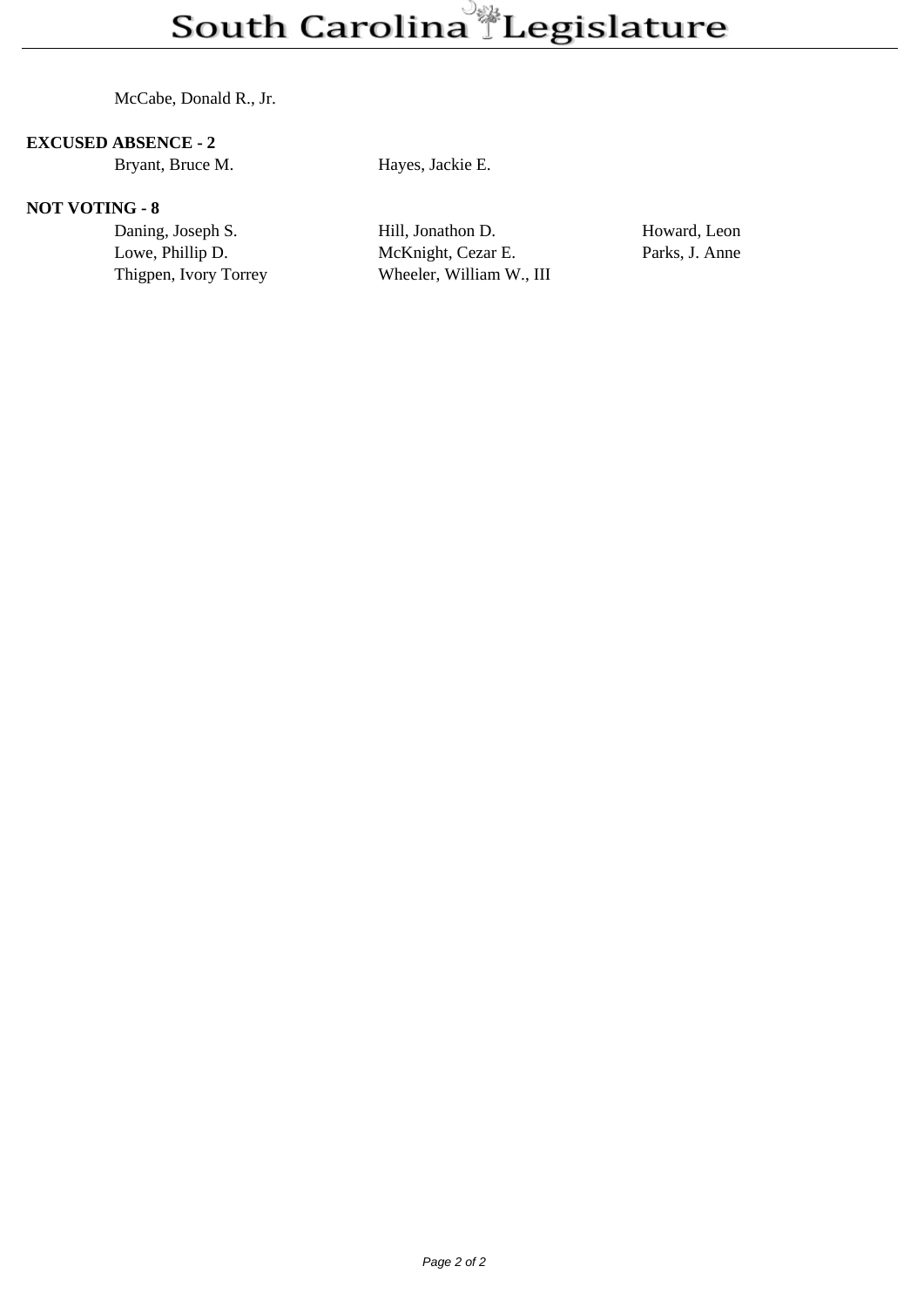McCabe, Donald R., Jr.

**EXCUSED ABSENCE - 2**

| | |
|---|---|
| Bryant, Bruce M. | Hayes, Jackie E. |

**NOT VOTING - 8**

| | | |
|---|---|---|
| Daning, Joseph S. | Hill, Jonathon D. | Howard, Leon |
| Lowe, Phillip D. | McKnight, Cezar E. | Parks, J. Anne |
| Thigpen, Ivory Torrey | Wheeler, William W., III | |